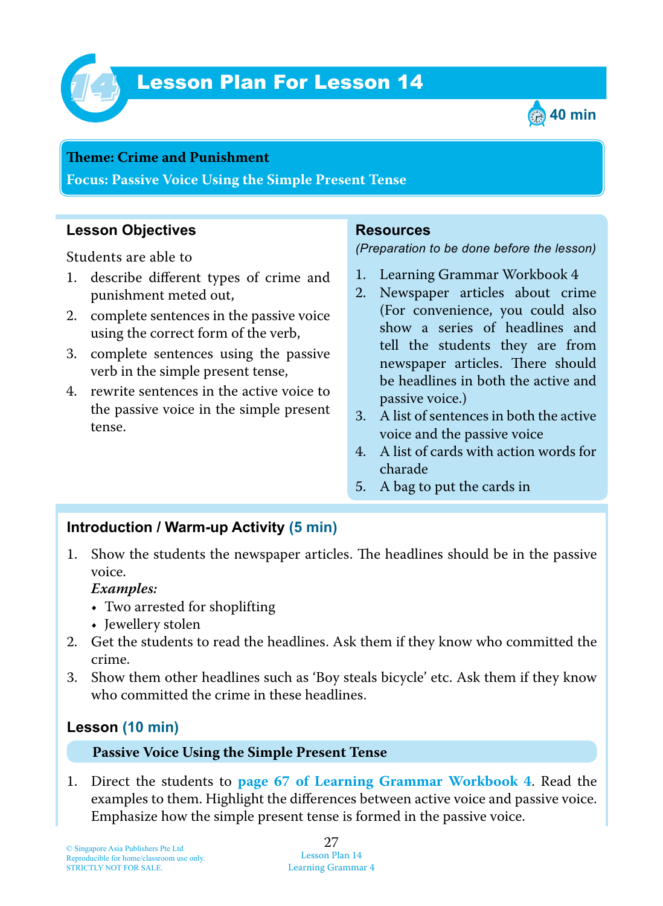# Lesson Plan For Lesson 14

40 min

**Theme: Crime and Punishment**

**Focus: Passive Voice Using the Simple Present Tense**

## Lesson Objectives

Students are able to

1. describe different types of crime and punishment meted out,
2. complete sentences in the passive voice using the correct form of the verb,
3. complete sentences using the passive verb in the simple present tense,
4. rewrite sentences in the active voice to the passive voice in the simple present tense.

## Resources

*(Preparation to be done before the lesson)*

1. Learning Grammar Workbook 4
2. Newspaper articles about crime (For convenience, you could also show a series of headlines and tell the students they are from newspaper articles. There should be headlines in both the active and passive voice.)
3. A list of sentences in both the active voice and the passive voice
4. A list of cards with action words for charade
5. A bag to put the cards in

## Introduction / Warm-up Activity (5 min)

1. Show the students the newspaper articles. The headlines should be in the passive voice.
   ***Examples:***
   - Two arrested for shoplifting
   - Jewellery stolen
2. Get the students to read the headlines. Ask them if they know who committed the crime.
3. Show them other headlines such as 'Boy steals bicycle' etc. Ask them if they know who committed the crime in these headlines.

## Lesson (10 min)

**Passive Voice Using the Simple Present Tense**

1. Direct the students to **page 67 of Learning Grammar Workbook 4**. Read the examples to them. Highlight the differences between active voice and passive voice. Emphasize how the simple present tense is formed in the passive voice.

© Singapore Asia Publishers Pte Ltd
Reproducible for home/classroom use only.
STRICTLY NOT FOR SALE.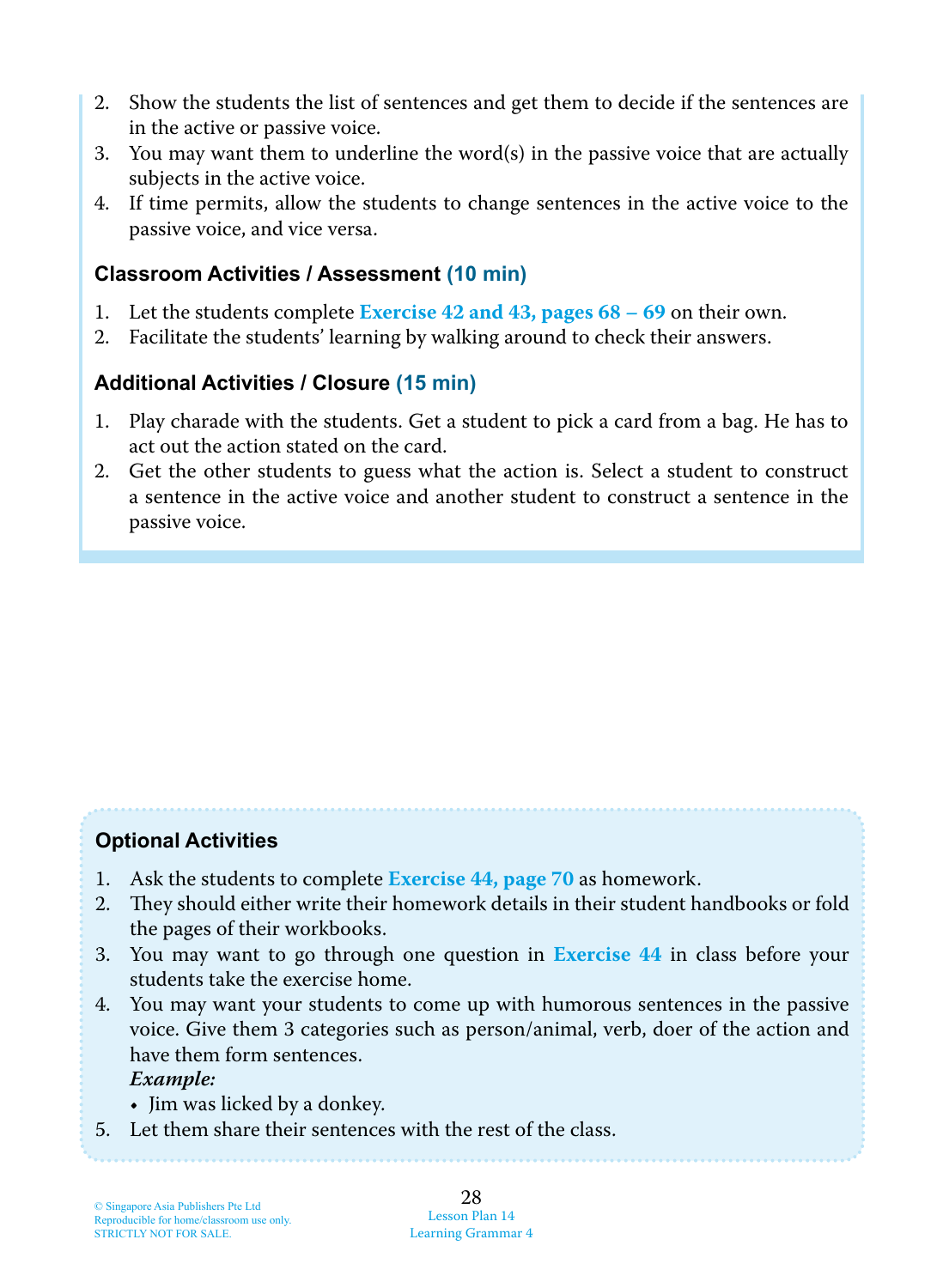2. Show the students the list of sentences and get them to decide if the sentences are in the active or passive voice.
3. You may want them to underline the word(s) in the passive voice that are actually subjects in the active voice.
4. If time permits, allow the students to change sentences in the active voice to the passive voice, and vice versa.

### Classroom Activities / Assessment (10 min)

1. Let the students complete **Exercise 42 and 43, pages 68 – 69** on their own.
2. Facilitate the students' learning by walking around to check their answers.

### Additional Activities / Closure (15 min)

1. Play charade with the students. Get a student to pick a card from a bag. He has to act out the action stated on the card.
2. Get the other students to guess what the action is. Select a student to construct a sentence in the active voice and another student to construct a sentence in the passive voice.

### Optional Activities

1. Ask the students to complete **Exercise 44, page 70** as homework.
2. They should either write their homework details in their student handbooks or fold the pages of their workbooks.
3. You may want to go through one question in **Exercise 44** in class before your students take the exercise home.
4. You may want your students to come up with humorous sentences in the passive voice. Give them 3 categories such as person/animal, verb, doer of the action and have them form sentences.
   ***Example:***
   - Jim was licked by a donkey.
5. Let them share their sentences with the rest of the class.